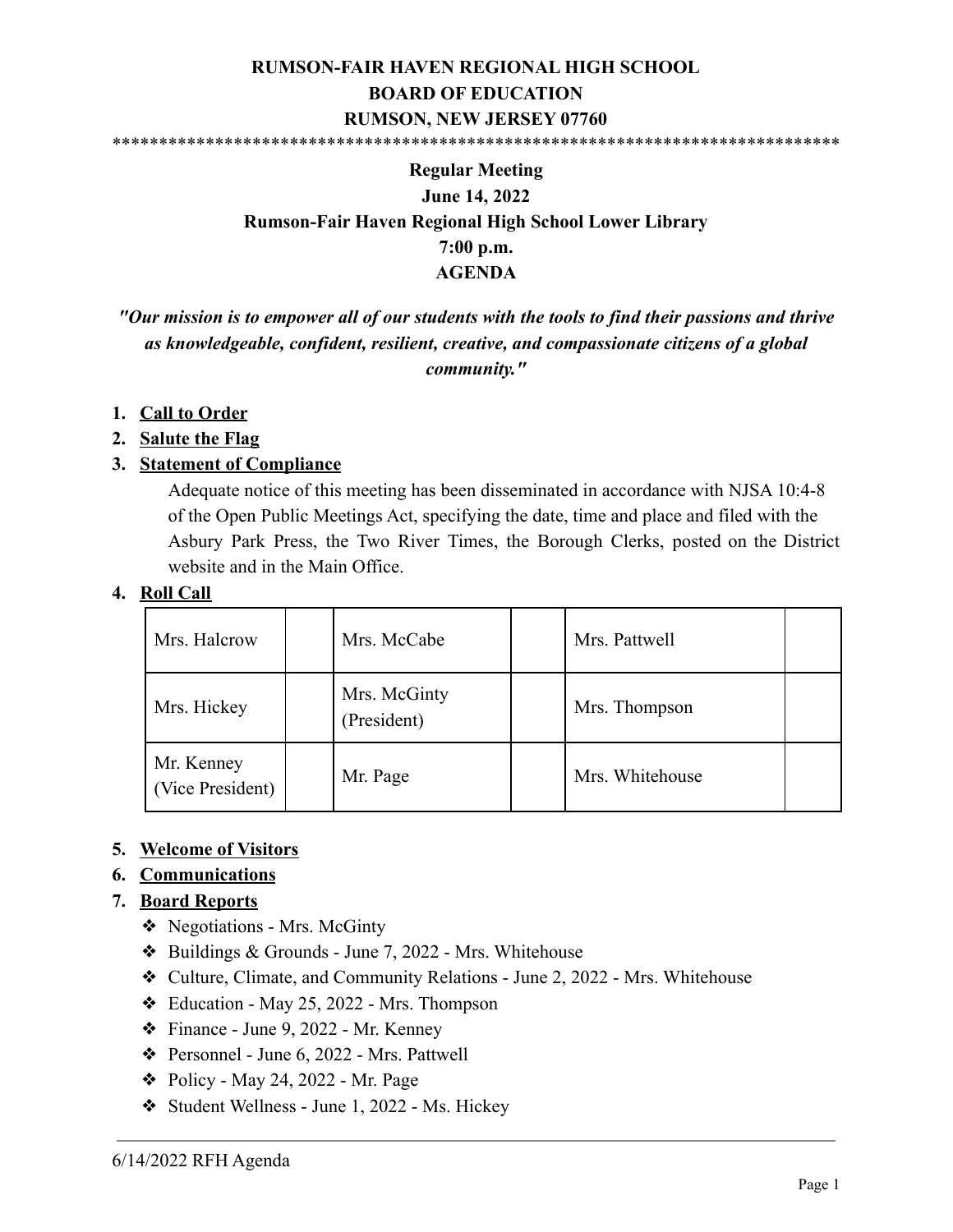**RUMSON-FAIR HAVEN REGIONAL HIGH SCHOOL**
**BOARD OF EDUCATION**
**RUMSON, NEW JERSEY 07760**

*******************************************************************************

**Regular Meeting**
**June 14, 2022**
**Rumson-Fair Haven Regional High School Lower Library**
**7:00 p.m.**
**AGENDA**

***"Our mission is to empower all of our students with the tools to find their passions and thrive as knowledgeable, confident, resilient, creative, and compassionate citizens of a global community."***

1. **Call to Order**
2. **Salute the Flag**
3. **Statement of Compliance**

   Adequate notice of this meeting has been disseminated in accordance with NJSA 10:4-8 of the Open Public Meetings Act, specifying the date, time and place and filed with the Asbury Park Press, the Two River Times, the Borough Clerks, posted on the District website and in the Main Office.

4. **Roll Call**

| Mrs. Halcrow | | Mrs. McCabe | | Mrs. Pattwell | |
|---|---|---|---|---|---|
| Mrs. Hickey | | Mrs. McGinty (President) | | Mrs. Thompson | |
| Mr. Kenney (Vice President) | | Mr. Page | | Mrs. Whitehouse | |

5. **Welcome of Visitors**
6. **Communications**
7. **Board Reports**
   - ❖ Negotiations - Mrs. McGinty
   - ❖ Buildings & Grounds - June 7, 2022 - Mrs. Whitehouse
   - ❖ Culture, Climate, and Community Relations - June 2, 2022 - Mrs. Whitehouse
   - ❖ Education - May 25, 2022 - Mrs. Thompson
   - ❖ Finance - June 9, 2022 - Mr. Kenney
   - ❖ Personnel - June 6, 2022 - Mrs. Pattwell
   - ❖ Policy - May 24, 2022 - Mr. Page
   - ❖ Student Wellness - June 1, 2022 - Ms. Hickey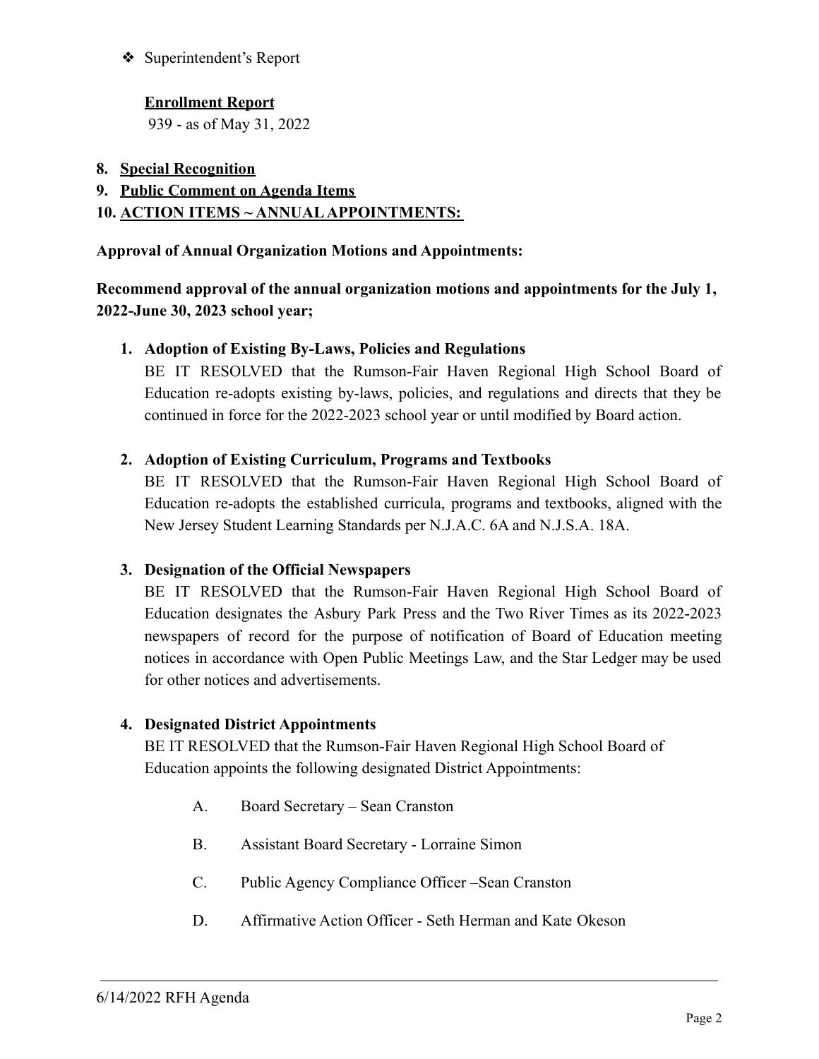- ❖ Superintendent's Report

**Enrollment Report**

939 - as of May 31, 2022

8. **Special Recognition**
9. **Public Comment on Agenda Items**
10. **ACTION ITEMS ~ ANNUAL APPOINTMENTS:**

**Approval of Annual Organization Motions and Appointments:**

**Recommend approval of the annual organization motions and appointments for the July 1, 2022-June 30, 2023 school year;**

1. **Adoption of Existing By-Laws, Policies and Regulations**

   BE IT RESOLVED that the Rumson-Fair Haven Regional High School Board of Education re-adopts existing by-laws, policies, and regulations and directs that they be continued in force for the 2022-2023 school year or until modified by Board action.

2. **Adoption of Existing Curriculum, Programs and Textbooks**

   BE IT RESOLVED that the Rumson-Fair Haven Regional High School Board of Education re-adopts the established curricula, programs and textbooks, aligned with the New Jersey Student Learning Standards per N.J.A.C. 6A and N.J.S.A. 18A.

3. **Designation of the Official Newspapers**

   BE IT RESOLVED that the Rumson-Fair Haven Regional High School Board of Education designates the Asbury Park Press and the Two River Times as its 2022-2023 newspapers of record for the purpose of notification of Board of Education meeting notices in accordance with Open Public Meetings Law, and the Star Ledger may be used for other notices and advertisements.

4. **Designated District Appointments**

   BE IT RESOLVED that the Rumson-Fair Haven Regional High School Board of Education appoints the following designated District Appointments:

   A. Board Secretary – Sean Cranston

   B. Assistant Board Secretary - Lorraine Simon

   C. Public Agency Compliance Officer –Sean Cranston

   D. Affirmative Action Officer - Seth Herman and Kate Okeson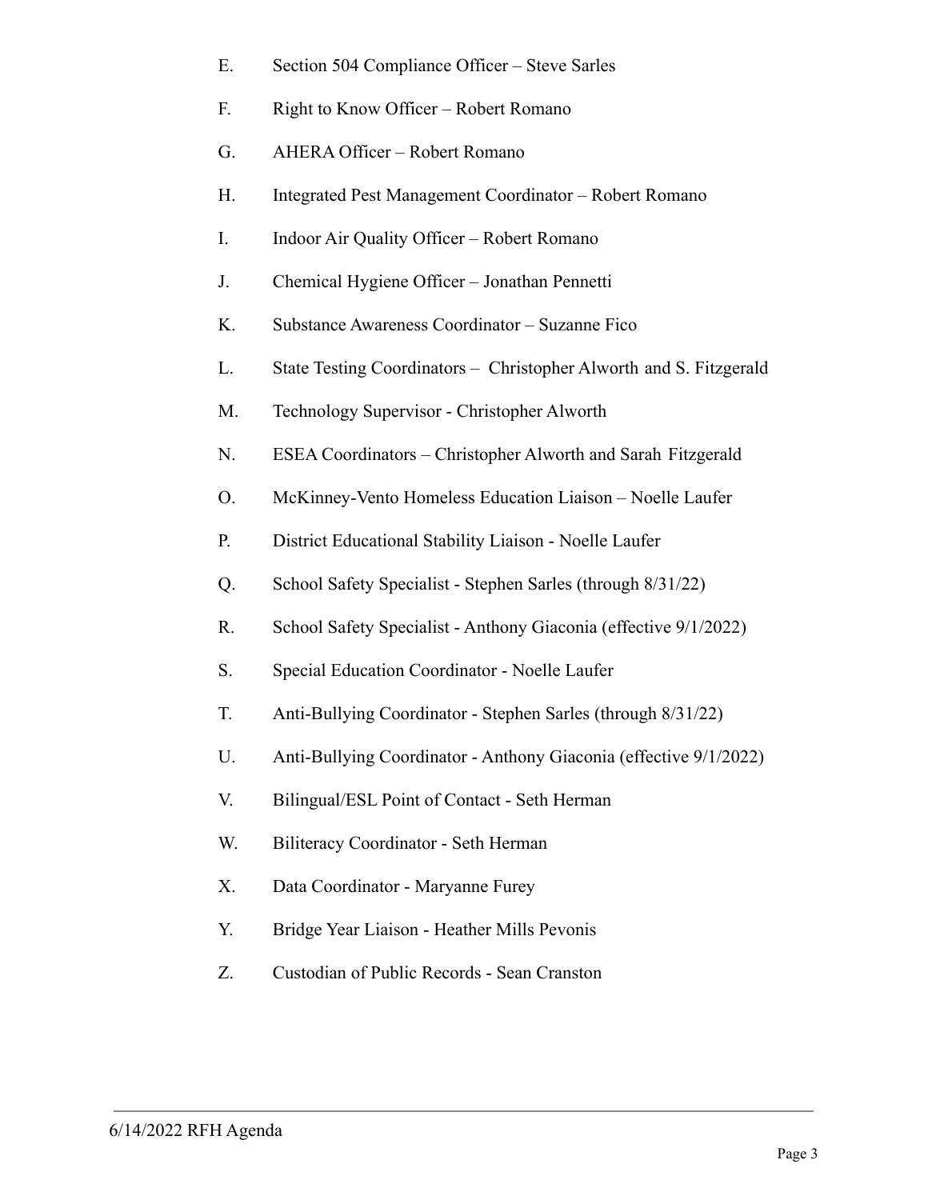E. Section 504 Compliance Officer – Steve Sarles

F. Right to Know Officer – Robert Romano

G. AHERA Officer – Robert Romano

H. Integrated Pest Management Coordinator – Robert Romano

I. Indoor Air Quality Officer – Robert Romano

J. Chemical Hygiene Officer – Jonathan Pennetti

K. Substance Awareness Coordinator – Suzanne Fico

L. State Testing Coordinators – Christopher Alworth and S. Fitzgerald

M. Technology Supervisor - Christopher Alworth

N. ESEA Coordinators – Christopher Alworth and Sarah Fitzgerald

O. McKinney-Vento Homeless Education Liaison – Noelle Laufer

P. District Educational Stability Liaison - Noelle Laufer

Q. School Safety Specialist - Stephen Sarles (through 8/31/22)

R. School Safety Specialist - Anthony Giaconia (effective 9/1/2022)

S. Special Education Coordinator - Noelle Laufer

T. Anti-Bullying Coordinator - Stephen Sarles (through 8/31/22)

U. Anti-Bullying Coordinator - Anthony Giaconia (effective 9/1/2022)

V. Bilingual/ESL Point of Contact - Seth Herman

W. Biliteracy Coordinator - Seth Herman

X. Data Coordinator - Maryanne Furey

Y. Bridge Year Liaison - Heather Mills Pevonis

Z. Custodian of Public Records - Sean Cranston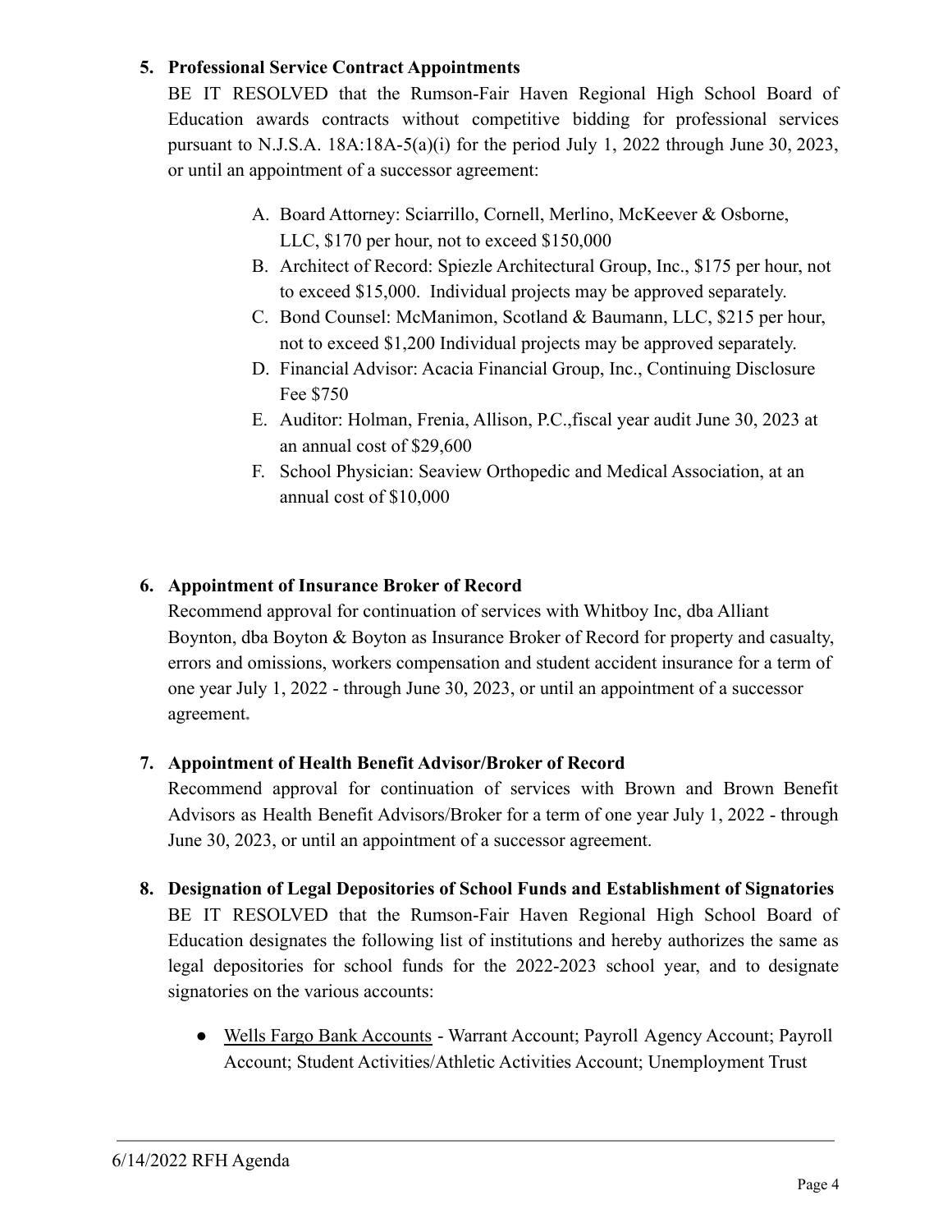5. **Professional Service Contract Appointments**

   BE IT RESOLVED that the Rumson-Fair Haven Regional High School Board of Education awards contracts without competitive bidding for professional services pursuant to N.J.S.A. 18A:18A-5(a)(i) for the period July 1, 2022 through June 30, 2023, or until an appointment of a successor agreement:

   A. Board Attorney: Sciarrillo, Cornell, Merlino, McKeever & Osborne, LLC, $170 per hour, not to exceed $150,000
   B. Architect of Record: Spiezle Architectural Group, Inc., $175 per hour, not to exceed $15,000. Individual projects may be approved separately.
   C. Bond Counsel: McManimon, Scotland & Baumann, LLC, $215 per hour, not to exceed $1,200 Individual projects may be approved separately.
   D. Financial Advisor: Acacia Financial Group, Inc., Continuing Disclosure Fee $750
   E. Auditor: Holman, Frenia, Allison, P.C.,fiscal year audit June 30, 2023 at an annual cost of $29,600
   F. School Physician: Seaview Orthopedic and Medical Association, at an annual cost of $10,000

6. **Appointment of Insurance Broker of Record**

   Recommend approval for continuation of services with Whitboy Inc, dba Alliant Boynton, dba Boyton & Boyton as Insurance Broker of Record for property and casualty, errors and omissions, workers compensation and student accident insurance for a term of one year July 1, 2022 - through June 30, 2023, or until an appointment of a successor agreement.

7. **Appointment of Health Benefit Advisor/Broker of Record**

   Recommend approval for continuation of services with Brown and Brown Benefit Advisors as Health Benefit Advisors/Broker for a term of one year July 1, 2022 - through June 30, 2023, or until an appointment of a successor agreement.

8. **Designation of Legal Depositories of School Funds and Establishment of Signatories**

   BE IT RESOLVED that the Rumson-Fair Haven Regional High School Board of Education designates the following list of institutions and hereby authorizes the same as legal depositories for school funds for the 2022-2023 school year, and to designate signatories on the various accounts:

   - Wells Fargo Bank Accounts - Warrant Account; Payroll Agency Account; Payroll Account; Student Activities/Athletic Activities Account; Unemployment Trust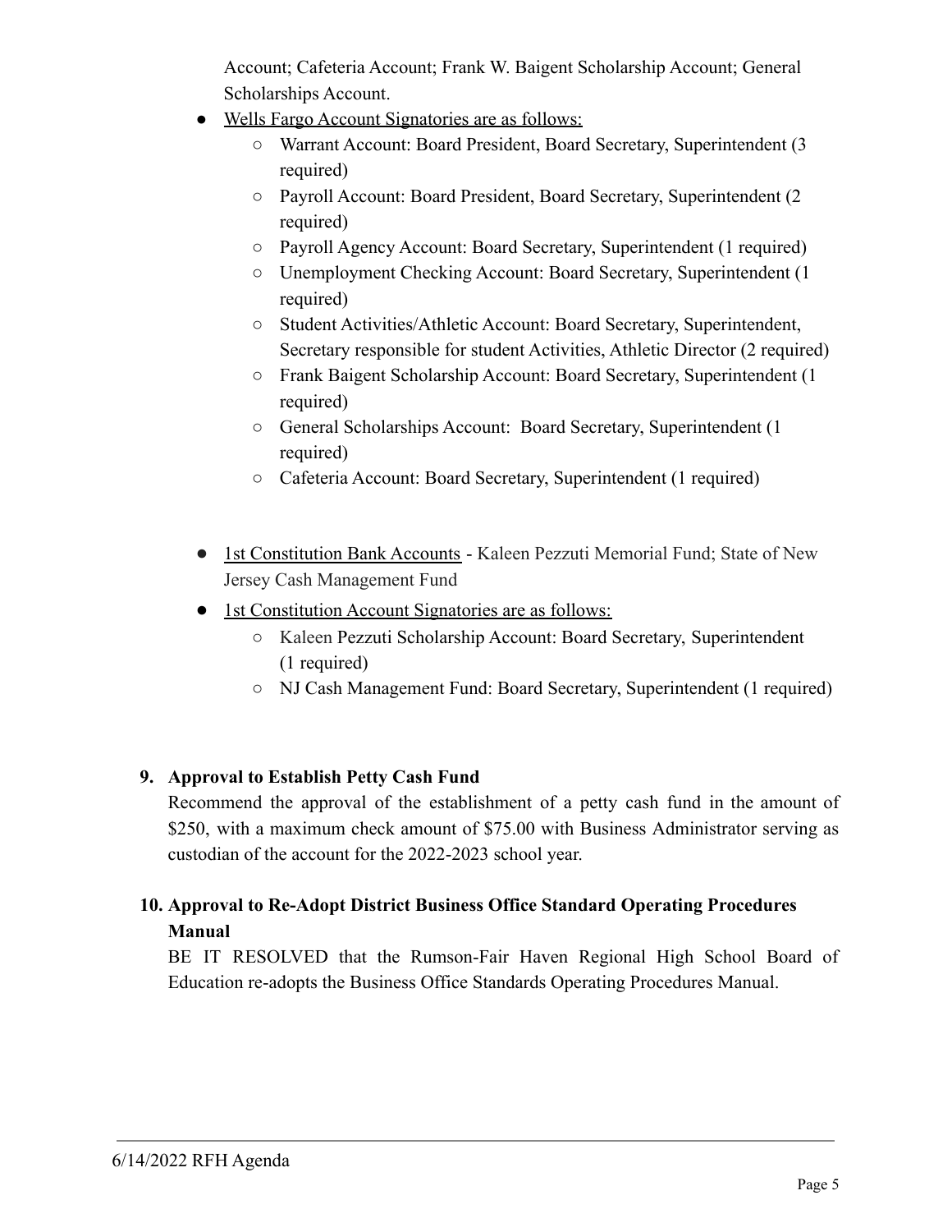Account; Cafeteria Account; Frank W. Baigent Scholarship Account; General Scholarships Account.

- Wells Fargo Account Signatories are as follows:
  - Warrant Account: Board President, Board Secretary, Superintendent (3 required)
  - Payroll Account: Board President, Board Secretary, Superintendent (2 required)
  - Payroll Agency Account: Board Secretary, Superintendent (1 required)
  - Unemployment Checking Account: Board Secretary, Superintendent (1 required)
  - Student Activities/Athletic Account: Board Secretary, Superintendent, Secretary responsible for student Activities, Athletic Director (2 required)
  - Frank Baigent Scholarship Account: Board Secretary, Superintendent (1 required)
  - General Scholarships Account: Board Secretary, Superintendent (1 required)
  - Cafeteria Account: Board Secretary, Superintendent (1 required)

- 1st Constitution Bank Accounts - Kaleen Pezzuti Memorial Fund; State of New Jersey Cash Management Fund
- 1st Constitution Account Signatories are as follows:
  - Kaleen Pezzuti Scholarship Account: Board Secretary, Superintendent (1 required)
  - NJ Cash Management Fund: Board Secretary, Superintendent (1 required)

**9. Approval to Establish Petty Cash Fund**

Recommend the approval of the establishment of a petty cash fund in the amount of $250, with a maximum check amount of $75.00 with Business Administrator serving as custodian of the account for the 2022-2023 school year.

**10. Approval to Re-Adopt District Business Office Standard Operating Procedures Manual**

BE IT RESOLVED that the Rumson-Fair Haven Regional High School Board of Education re-adopts the Business Office Standards Operating Procedures Manual.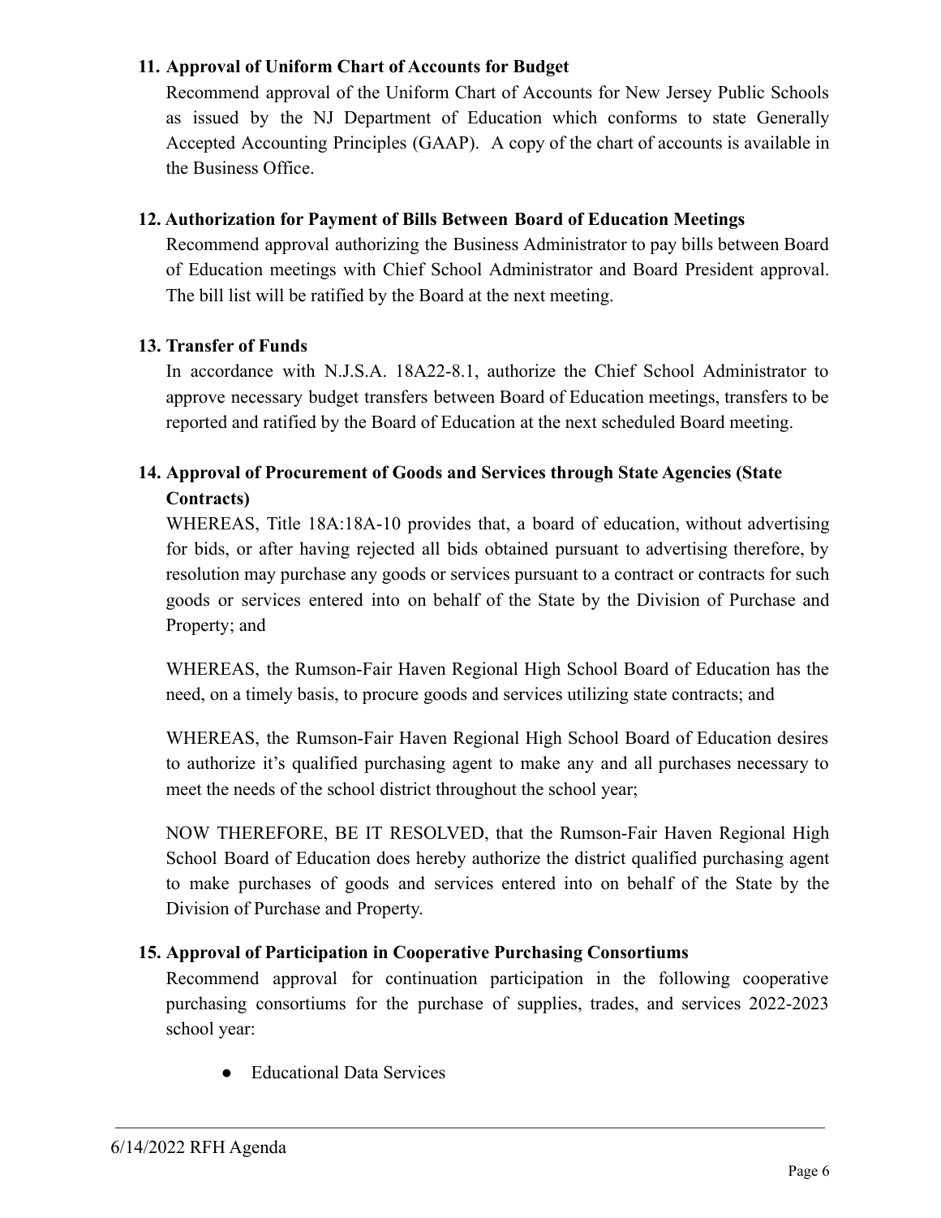**11. Approval of Uniform Chart of Accounts for Budget**

Recommend approval of the Uniform Chart of Accounts for New Jersey Public Schools as issued by the NJ Department of Education which conforms to state Generally Accepted Accounting Principles (GAAP). A copy of the chart of accounts is available in the Business Office.

**12. Authorization for Payment of Bills Between Board of Education Meetings**

Recommend approval authorizing the Business Administrator to pay bills between Board of Education meetings with Chief School Administrator and Board President approval. The bill list will be ratified by the Board at the next meeting.

**13. Transfer of Funds**

In accordance with N.J.S.A. 18A22-8.1, authorize the Chief School Administrator to approve necessary budget transfers between Board of Education meetings, transfers to be reported and ratified by the Board of Education at the next scheduled Board meeting.

**14. Approval of Procurement of Goods and Services through State Agencies (State Contracts)**

WHEREAS, Title 18A:18A-10 provides that, a board of education, without advertising for bids, or after having rejected all bids obtained pursuant to advertising therefore, by resolution may purchase any goods or services pursuant to a contract or contracts for such goods or services entered into on behalf of the State by the Division of Purchase and Property; and

WHEREAS, the Rumson-Fair Haven Regional High School Board of Education has the need, on a timely basis, to procure goods and services utilizing state contracts; and

WHEREAS, the Rumson-Fair Haven Regional High School Board of Education desires to authorize it's qualified purchasing agent to make any and all purchases necessary to meet the needs of the school district throughout the school year;

NOW THEREFORE, BE IT RESOLVED, that the Rumson-Fair Haven Regional High School Board of Education does hereby authorize the district qualified purchasing agent to make purchases of goods and services entered into on behalf of the State by the Division of Purchase and Property.

**15. Approval of Participation in Cooperative Purchasing Consortiums**

Recommend approval for continuation participation in the following cooperative purchasing consortiums for the purchase of supplies, trades, and services 2022-2023 school year:

- Educational Data Services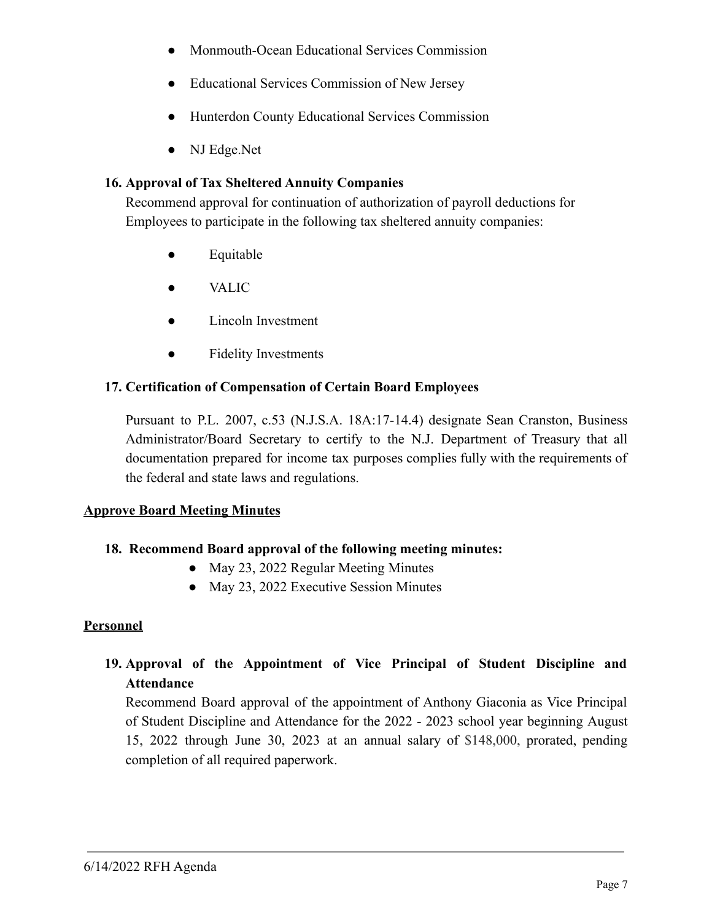- Monmouth-Ocean Educational Services Commission
- Educational Services Commission of New Jersey
- Hunterdon County Educational Services Commission
- NJ Edge.Net

**16. Approval of Tax Sheltered Annuity Companies**

Recommend approval for continuation of authorization of payroll deductions for Employees to participate in the following tax sheltered annuity companies:

- Equitable
- VALIC
- Lincoln Investment
- Fidelity Investments

**17. Certification of Compensation of Certain Board Employees**

Pursuant to P.L. 2007, c.53 (N.J.S.A. 18A:17-14.4) designate Sean Cranston, Business Administrator/Board Secretary to certify to the N.J. Department of Treasury that all documentation prepared for income tax purposes complies fully with the requirements of the federal and state laws and regulations.

**Approve Board Meeting Minutes**

**18. Recommend Board approval of the following meeting minutes:**

- May 23, 2022 Regular Meeting Minutes
- May 23, 2022 Executive Session Minutes

**Personnel**

**19. Approval of the Appointment of Vice Principal of Student Discipline and Attendance**

Recommend Board approval of the appointment of Anthony Giaconia as Vice Principal of Student Discipline and Attendance for the 2022 - 2023 school year beginning August 15, 2022 through June 30, 2023 at an annual salary of $148,000, prorated, pending completion of all required paperwork.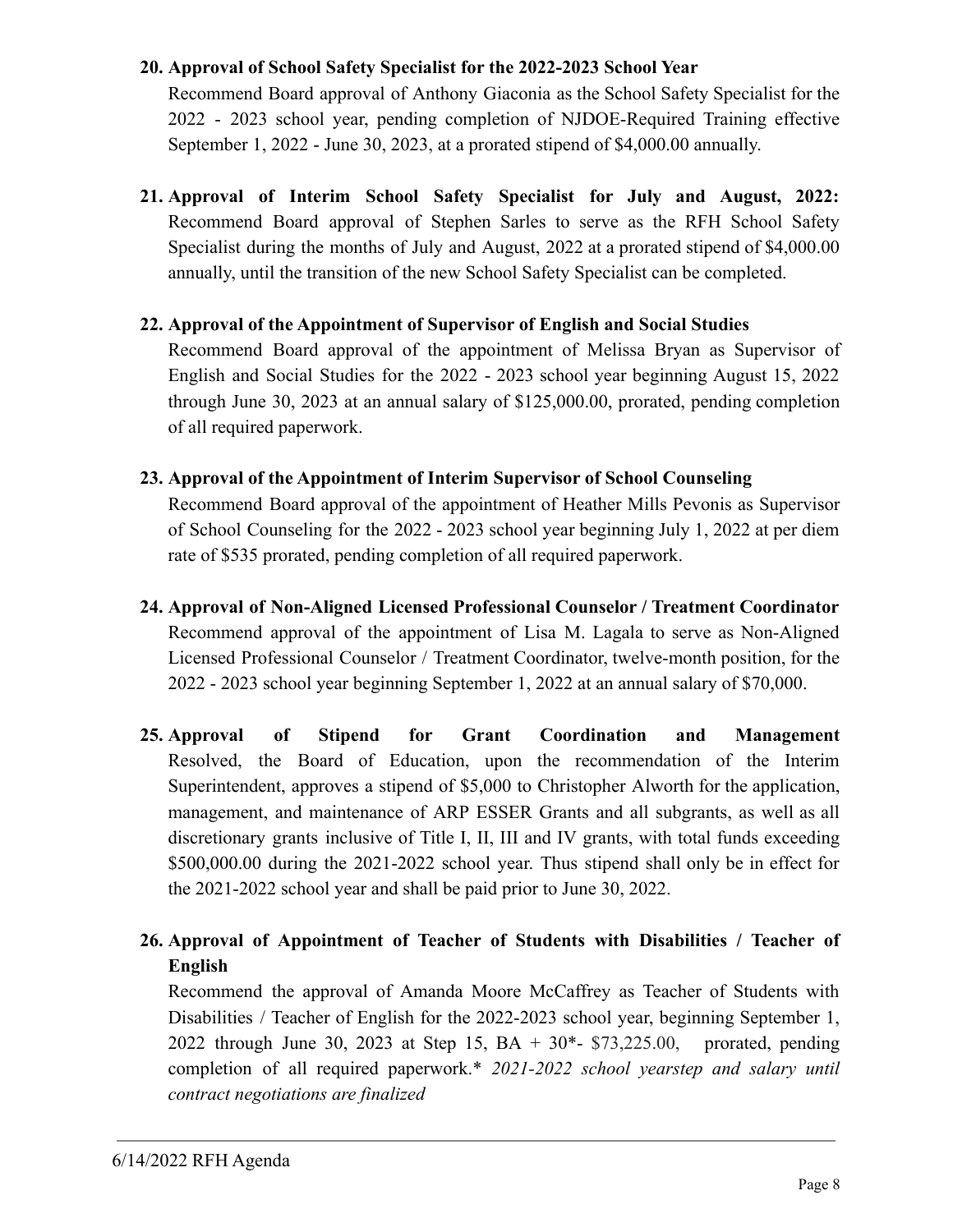20. **Approval of School Safety Specialist for the 2022-2023 School Year**
    Recommend Board approval of Anthony Giaconia as the School Safety Specialist for the 2022 - 2023 school year, pending completion of NJDOE-Required Training effective September 1, 2022 - June 30, 2023, at a prorated stipend of $4,000.00 annually.

21. **Approval of Interim School Safety Specialist for July and August, 2022:** Recommend Board approval of Stephen Sarles to serve as the RFH School Safety Specialist during the months of July and August, 2022 at a prorated stipend of $4,000.00 annually, until the transition of the new School Safety Specialist can be completed.

22. **Approval of the Appointment of Supervisor of English and Social Studies**
    Recommend Board approval of the appointment of Melissa Bryan as Supervisor of English and Social Studies for the 2022 - 2023 school year beginning August 15, 2022 through June 30, 2023 at an annual salary of $125,000.00, prorated, pending completion of all required paperwork.

23. **Approval of the Appointment of Interim Supervisor of School Counseling**
    Recommend Board approval of the appointment of Heather Mills Pevonis as Supervisor of School Counseling for the 2022 - 2023 school year beginning July 1, 2022 at per diem rate of $535 prorated, pending completion of all required paperwork.

24. **Approval of Non-Aligned Licensed Professional Counselor / Treatment Coordinator**
    Recommend approval of the appointment of Lisa M. Lagala to serve as Non-Aligned Licensed Professional Counselor / Treatment Coordinator, twelve-month position, for the 2022 - 2023 school year beginning September 1, 2022 at an annual salary of $70,000.

25. **Approval of Stipend for Grant Coordination and Management**
    Resolved, the Board of Education, upon the recommendation of the Interim Superintendent, approves a stipend of $5,000 to Christopher Alworth for the application, management, and maintenance of ARP ESSER Grants and all subgrants, as well as all discretionary grants inclusive of Title I, II, III and IV grants, with total funds exceeding $500,000.00 during the 2021-2022 school year. Thus stipend shall only be in effect for the 2021-2022 school year and shall be paid prior to June 30, 2022.

26. **Approval of Appointment of Teacher of Students with Disabilities / Teacher of English**
    Recommend the approval of Amanda Moore McCaffrey as Teacher of Students with Disabilities / Teacher of English for the 2022-2023 school year, beginning September 1, 2022 through June 30, 2023 at Step 15, BA + 30*- $73,225.00, prorated, pending completion of all required paperwork.* *2021-2022 school yearstep and salary until contract negotiations are finalized*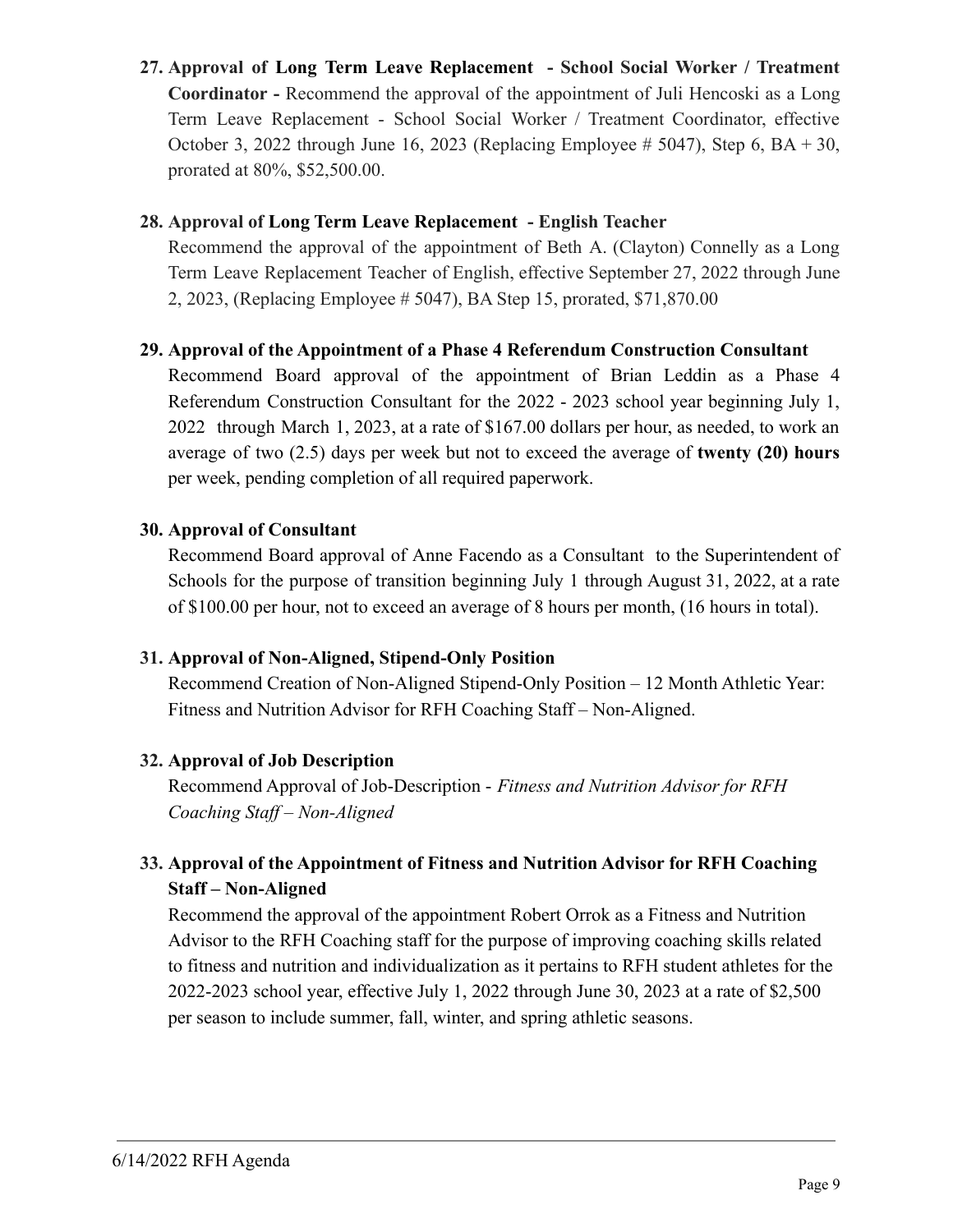27. **Approval of Long Term Leave Replacement - School Social Worker / Treatment Coordinator -** Recommend the approval of the appointment of Juli Hencoski as a Long Term Leave Replacement - School Social Worker / Treatment Coordinator, effective October 3, 2022 through June 16, 2023 (Replacing Employee # 5047), Step 6, BA + 30, prorated at 80%, $52,500.00.

28. **Approval of Long Term Leave Replacement - English Teacher**
    Recommend the approval of the appointment of Beth A. (Clayton) Connelly as a Long Term Leave Replacement Teacher of English, effective September 27, 2022 through June 2, 2023, (Replacing Employee # 5047), BA Step 15, prorated, $71,870.00

29. **Approval of the Appointment of a Phase 4 Referendum Construction Consultant**
    Recommend Board approval of the appointment of Brian Leddin as a Phase 4 Referendum Construction Consultant for the 2022 - 2023 school year beginning July 1, 2022 through March 1, 2023, at a rate of $167.00 dollars per hour, as needed, to work an average of two (2.5) days per week but not to exceed the average of **twenty (20) hours** per week, pending completion of all required paperwork.

30. **Approval of Consultant**
    Recommend Board approval of Anne Facendo as a Consultant to the Superintendent of Schools for the purpose of transition beginning July 1 through August 31, 2022, at a rate of $100.00 per hour, not to exceed an average of 8 hours per month, (16 hours in total).

31. **Approval of Non-Aligned, Stipend-Only Position**
    Recommend Creation of Non-Aligned Stipend-Only Position – 12 Month Athletic Year: Fitness and Nutrition Advisor for RFH Coaching Staff – Non-Aligned.

32. **Approval of Job Description**
    Recommend Approval of Job-Description - *Fitness and Nutrition Advisor for RFH Coaching Staff – Non-Aligned*

33. **Approval of the Appointment of Fitness and Nutrition Advisor for RFH Coaching Staff – Non-Aligned**
    Recommend the approval of the appointment Robert Orrok as a Fitness and Nutrition Advisor to the RFH Coaching staff for the purpose of improving coaching skills related to fitness and nutrition and individualization as it pertains to RFH student athletes for the 2022-2023 school year, effective July 1, 2022 through June 30, 2023 at a rate of $2,500 per season to include summer, fall, winter, and spring athletic seasons.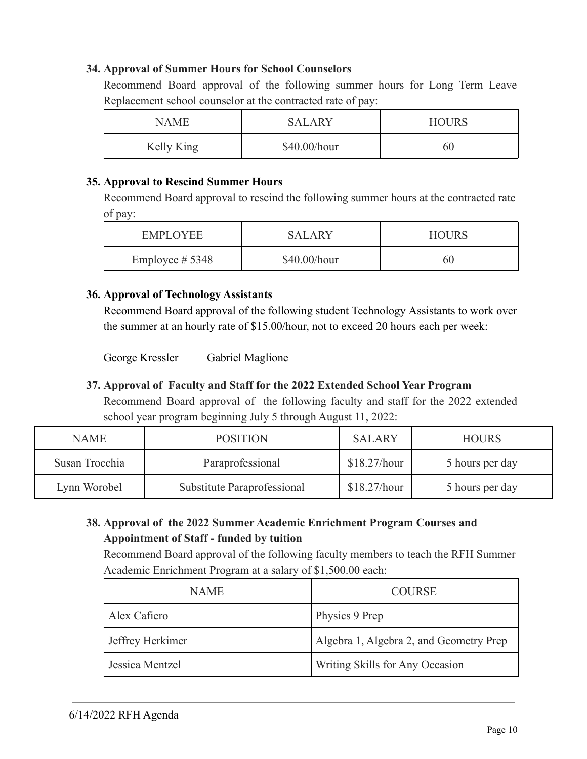**34. Approval of Summer Hours for School Counselors**

Recommend Board approval of the following summer hours for Long Term Leave Replacement school counselor at the contracted rate of pay:

| NAME | SALARY | HOURS |
|---|---|---|
| Kelly King | $40.00/hour | 60 |

**35. Approval to Rescind Summer Hours**

Recommend Board approval to rescind the following summer hours at the contracted rate of pay:

| EMPLOYEE | SALARY | HOURS |
|---|---|---|
| Employee # 5348 | $40.00/hour | 60 |

**36. Approval of Technology Assistants**

Recommend Board approval of the following student Technology Assistants to work over the summer at an hourly rate of $15.00/hour, not to exceed 20 hours each per week:

George Kressler     Gabriel Maglione

**37. Approval of Faculty and Staff for the 2022 Extended School Year Program**

Recommend Board approval of the following faculty and staff for the 2022 extended school year program beginning July 5 through August 11, 2022:

| NAME | POSITION | SALARY | HOURS |
|---|---|---|---|
| Susan Trocchia | Paraprofessional | $18.27/hour | 5 hours per day |
| Lynn Worobel | Substitute Paraprofessional | $18.27/hour | 5 hours per day |

**38. Approval of the 2022 Summer Academic Enrichment Program Courses and Appointment of Staff - funded by tuition**

Recommend Board approval of the following faculty members to teach the RFH Summer Academic Enrichment Program at a salary of $1,500.00 each:

| NAME | COURSE |
|---|---|
| Alex Cafiero | Physics 9 Prep |
| Jeffrey Herkimer | Algebra 1, Algebra 2, and Geometry Prep |
| Jessica Mentzel | Writing Skills for Any Occasion |

6/14/2022 RFH Agenda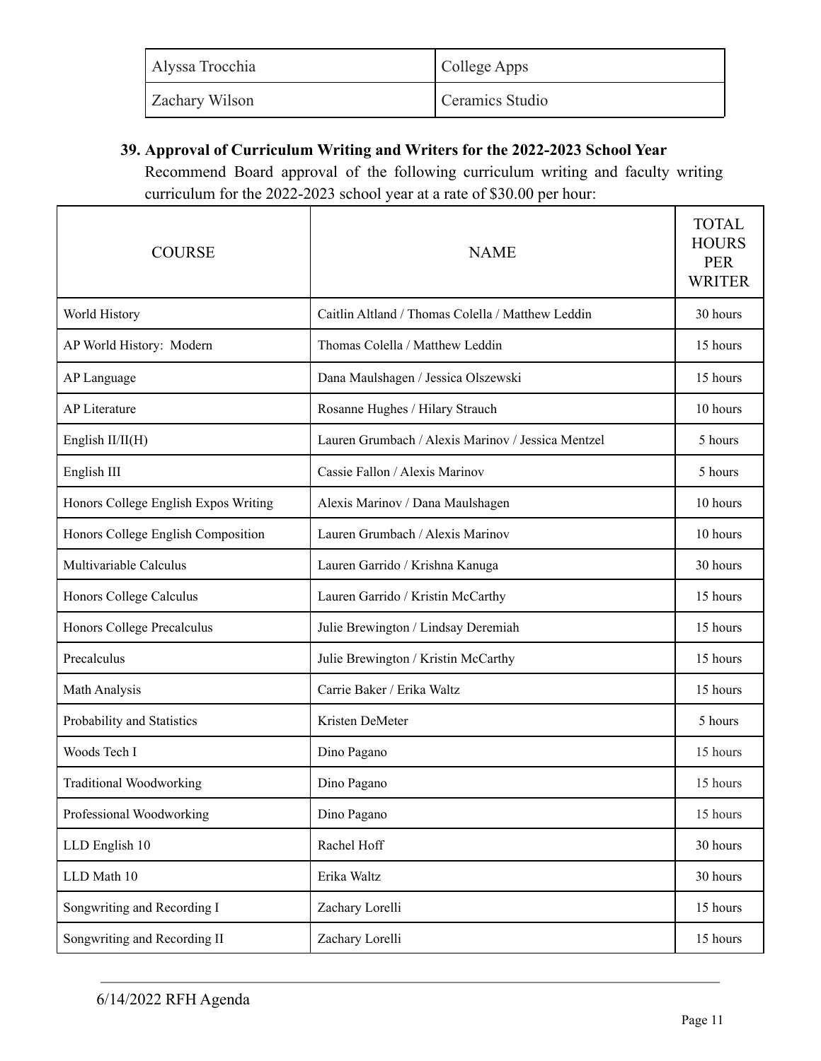| | |
|---|---|
| Alyssa Trocchia | College Apps |
| Zachary Wilson | Ceramics Studio |

**39. Approval of Curriculum Writing and Writers for the 2022-2023 School Year**

Recommend Board approval of the following curriculum writing and faculty writing curriculum for the 2022-2023 school year at a rate of $30.00 per hour:

| COURSE | NAME | TOTAL HOURS PER WRITER |
|---|---|---|
| World History | Caitlin Altland / Thomas Colella / Matthew Leddin | 30 hours |
| AP World History: Modern | Thomas Colella / Matthew Leddin | 15 hours |
| AP Language | Dana Maulshagen / Jessica Olszewski | 15 hours |
| AP Literature | Rosanne Hughes / Hilary Strauch | 10 hours |
| English II/II(H) | Lauren Grumbach / Alexis Marinov / Jessica Mentzel | 5 hours |
| English III | Cassie Fallon / Alexis Marinov | 5 hours |
| Honors College English Expos Writing | Alexis Marinov / Dana Maulshagen | 10 hours |
| Honors College English Composition | Lauren Grumbach / Alexis Marinov | 10 hours |
| Multivariable Calculus | Lauren Garrido / Krishna Kanuga | 30 hours |
| Honors College Calculus | Lauren Garrido / Kristin McCarthy | 15 hours |
| Honors College Precalculus | Julie Brewington / Lindsay Deremiah | 15 hours |
| Precalculus | Julie Brewington / Kristin McCarthy | 15 hours |
| Math Analysis | Carrie Baker / Erika Waltz | 15 hours |
| Probability and Statistics | Kristen DeMeter | 5 hours |
| Woods Tech I | Dino Pagano | 15 hours |
| Traditional Woodworking | Dino Pagano | 15 hours |
| Professional Woodworking | Dino Pagano | 15 hours |
| LLD English 10 | Rachel Hoff | 30 hours |
| LLD Math 10 | Erika Waltz | 30 hours |
| Songwriting and Recording I | Zachary Lorelli | 15 hours |
| Songwriting and Recording II | Zachary Lorelli | 15 hours |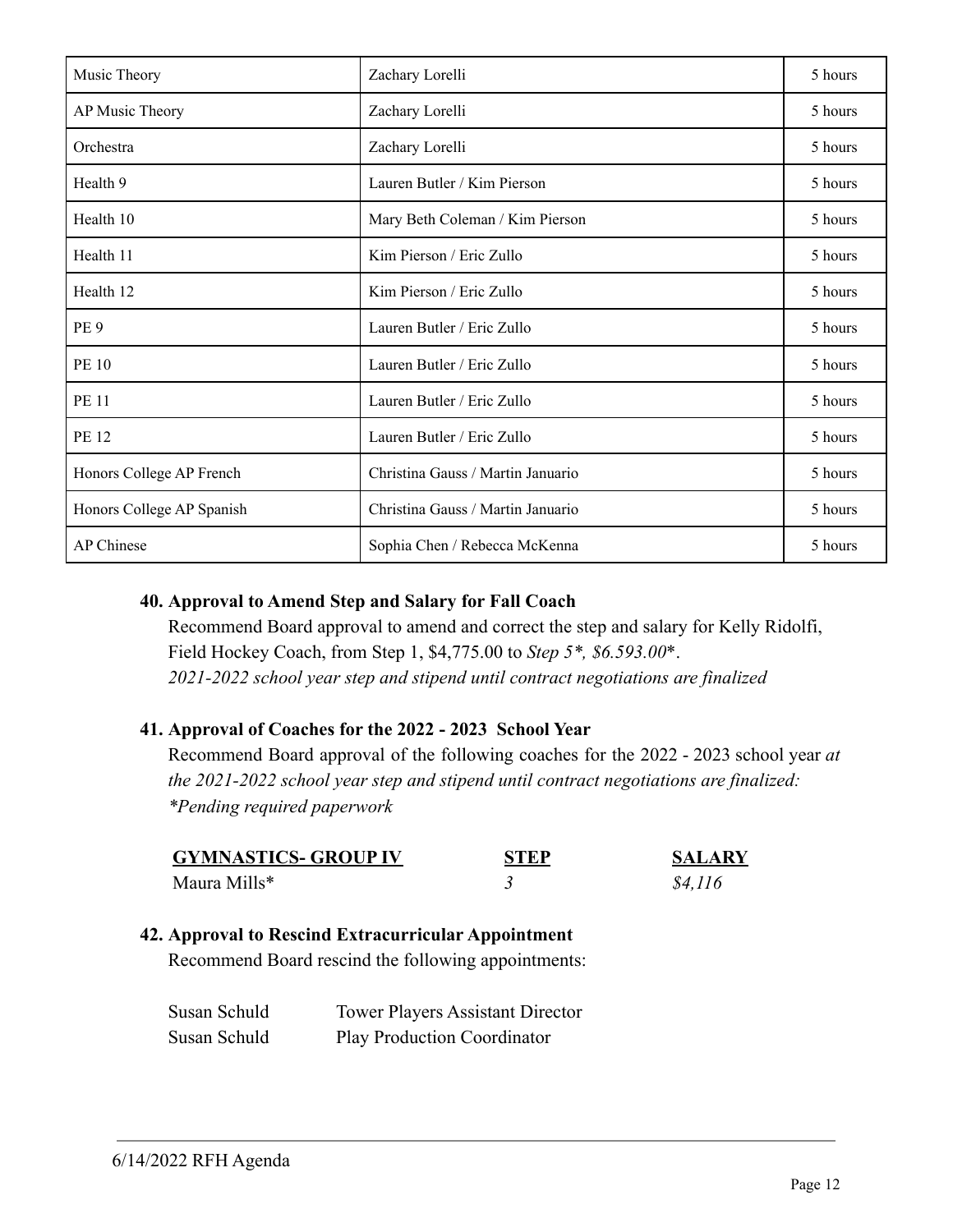| Music Theory | Zachary Lorelli | 5 hours |
|---|---|---|
| AP Music Theory | Zachary Lorelli | 5 hours |
| Orchestra | Zachary Lorelli | 5 hours |
| Health 9 | Lauren Butler / Kim Pierson | 5 hours |
| Health 10 | Mary Beth Coleman / Kim Pierson | 5 hours |
| Health 11 | Kim Pierson / Eric Zullo | 5 hours |
| Health 12 | Kim Pierson / Eric Zullo | 5 hours |
| PE 9 | Lauren Butler / Eric Zullo | 5 hours |
| PE 10 | Lauren Butler / Eric Zullo | 5 hours |
| PE 11 | Lauren Butler / Eric Zullo | 5 hours |
| PE 12 | Lauren Butler / Eric Zullo | 5 hours |
| Honors College AP French | Christina Gauss / Martin Januario | 5 hours |
| Honors College AP Spanish | Christina Gauss / Martin Januario | 5 hours |
| AP Chinese | Sophia Chen / Rebecca McKenna | 5 hours |

**40. Approval to Amend Step and Salary for Fall Coach**

Recommend Board approval to amend and correct the step and salary for Kelly Ridolfi, Field Hockey Coach, from Step 1, $4,775.00 to *Step 5*, $6.593.00**.
*2021-2022 school year step and stipend until contract negotiations are finalized*

**41. Approval of Coaches for the 2022 - 2023 School Year**

Recommend Board approval of the following coaches for the 2022 - 2023 school year *at the 2021-2022 school year step and stipend until contract negotiations are finalized:*
**Pending required paperwork*

| GYMNASTICS- GROUP IV | STEP | SALARY |
|---|---|---|
| Maura Mills* | *3* | *$4,116* |

**42. Approval to Rescind Extracurricular Appointment**

Recommend Board rescind the following appointments:

| | |
|---|---|
| Susan Schuld | Tower Players Assistant Director |
| Susan Schuld | Play Production Coordinator |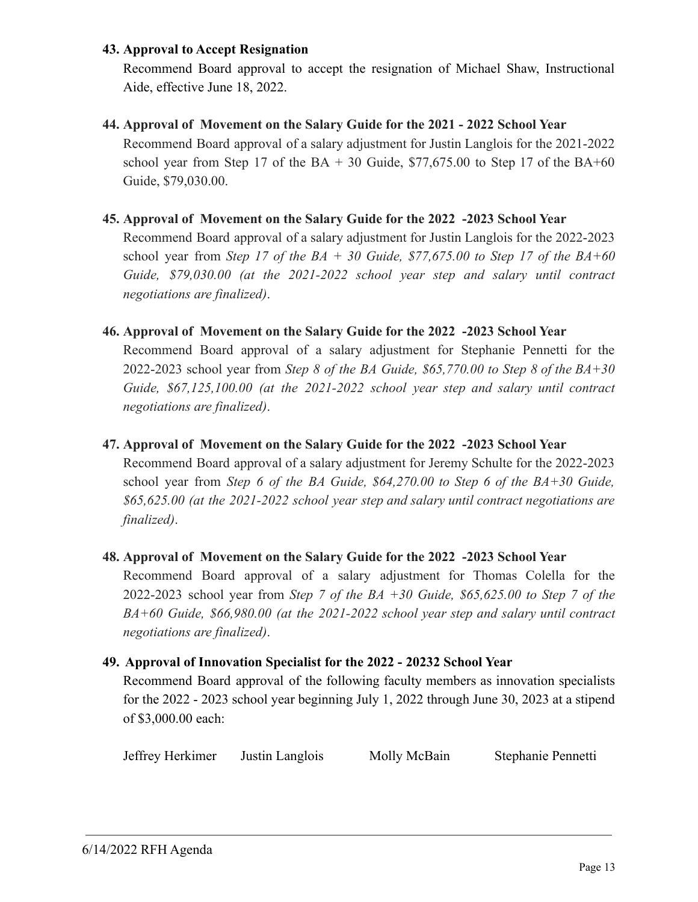**43. Approval to Accept Resignation**

Recommend Board approval to accept the resignation of Michael Shaw, Instructional Aide, effective June 18, 2022.

**44. Approval of Movement on the Salary Guide for the 2021 - 2022 School Year**

Recommend Board approval of a salary adjustment for Justin Langlois for the 2021-2022 school year from Step 17 of the BA + 30 Guide, $77,675.00 to Step 17 of the BA+60 Guide, $79,030.00.

**45. Approval of Movement on the Salary Guide for the 2022 -2023 School Year**

Recommend Board approval of a salary adjustment for Justin Langlois for the 2022-2023 school year from *Step 17 of the BA + 30 Guide, $77,675.00 to Step 17 of the BA+60 Guide, $79,030.00 (at the 2021-2022 school year step and salary until contract negotiations are finalized)*.

**46. Approval of Movement on the Salary Guide for the 2022 -2023 School Year**

Recommend Board approval of a salary adjustment for Stephanie Pennetti for the 2022-2023 school year from *Step 8 of the BA Guide, $65,770.00 to Step 8 of the BA+30 Guide, $67,125,100.00 (at the 2021-2022 school year step and salary until contract negotiations are finalized)*.

**47. Approval of Movement on the Salary Guide for the 2022 -2023 School Year**

Recommend Board approval of a salary adjustment for Jeremy Schulte for the 2022-2023 school year from *Step 6 of the BA Guide, $64,270.00 to Step 6 of the BA+30 Guide, $65,625.00 (at the 2021-2022 school year step and salary until contract negotiations are finalized)*.

**48. Approval of Movement on the Salary Guide for the 2022 -2023 School Year**

Recommend Board approval of a salary adjustment for Thomas Colella for the 2022-2023 school year from *Step 7 of the BA +30 Guide, $65,625.00 to Step 7 of the BA+60 Guide, $66,980.00 (at the 2021-2022 school year step and salary until contract negotiations are finalized)*.

**49. Approval of Innovation Specialist for the 2022 - 20232 School Year**

Recommend Board approval of the following faculty members as innovation specialists for the 2022 - 2023 school year beginning July 1, 2022 through June 30, 2023 at a stipend of $3,000.00 each:

Jeffrey Herkimer    Justin Langlois    Molly McBain    Stephanie Pennetti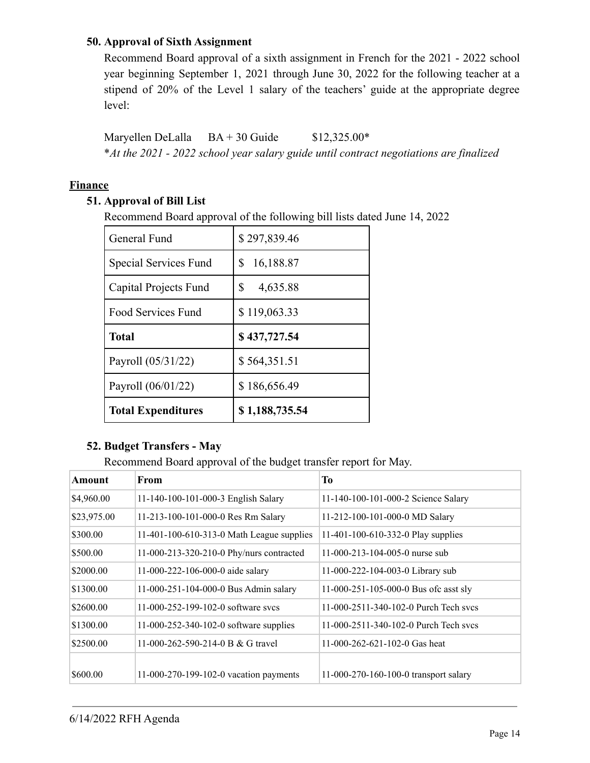**50. Approval of Sixth Assignment**

Recommend Board approval of a sixth assignment in French for the 2021 - 2022 school year beginning September 1, 2021 through June 30, 2022 for the following teacher at a stipend of 20% of the Level 1 salary of the teachers' guide at the appropriate degree level:

Maryellen DeLalla BA + 30 Guide $12,325.00*

**At the 2021 - 2022 school year salary guide until contract negotiations are finalized*

## Finance

**51. Approval of Bill List**

Recommend Board approval of the following bill lists dated June 14, 2022

| General Fund | $ 297,839.46 |
|---|---|
| Special Services Fund | $ 16,188.87 |
| Capital Projects Fund | $ 4,635.88 |
| Food Services Fund | $ 119,063.33 |
| **Total** | **$ 437,727.54** |
| Payroll (05/31/22) | $ 564,351.51 |
| Payroll (06/01/22) | $ 186,656.49 |
| **Total Expenditures** | **$ 1,188,735.54** |

**52. Budget Transfers - May**

Recommend Board approval of the budget transfer report for May.

| Amount | From | To |
|---|---|---|
| $4,960.00 | 11-140-100-101-000-3 English Salary | 11-140-100-101-000-2 Science Salary |
| $23,975.00 | 11-213-100-101-000-0 Res Rm Salary | 11-212-100-101-000-0 MD Salary |
| $300.00 | 11-401-100-610-313-0 Math League supplies | 11-401-100-610-332-0 Play supplies |
| $500.00 | 11-000-213-320-210-0 Phy/nurs contracted | 11-000-213-104-005-0 nurse sub |
| $2000.00 | 11-000-222-106-000-0 aide salary | 11-000-222-104-003-0 Library sub |
| $1300.00 | 11-000-251-104-000-0 Bus Admin salary | 11-000-251-105-000-0 Bus ofc asst sly |
| $2600.00 | 11-000-252-199-102-0 software svcs | 11-000-2511-340-102-0 Purch Tech svcs |
| $1300.00 | 11-000-252-340-102-0 software supplies | 11-000-2511-340-102-0 Purch Tech svcs |
| $2500.00 | 11-000-262-590-214-0 B & G travel | 11-000-262-621-102-0 Gas heat |
| $600.00 | 11-000-270-199-102-0 vacation payments | 11-000-270-160-100-0 transport salary |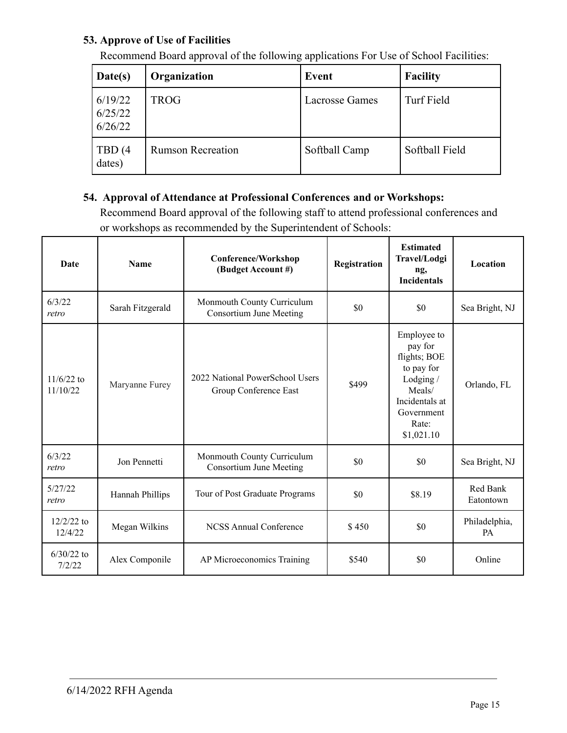**53. Approve of Use of Facilities**

Recommend Board approval of the following applications For Use of School Facilities:

| Date(s) | Organization | Event | Facility |
|---|---|---|---|
| 6/19/22<br>6/25/22<br>6/26/22 | TROG | Lacrosse Games | Turf Field |
| TBD (4 dates) | Rumson Recreation | Softball Camp | Softball Field |

**54. Approval of Attendance at Professional Conferences and or Workshops:**

Recommend Board approval of the following staff to attend professional conferences and or workshops as recommended by the Superintendent of Schools:

| Date | Name | Conference/Workshop (Budget Account #) | Registration | Estimated Travel/Lodging, Incidentals | Location |
|---|---|---|---|---|---|
| 6/3/22 *retro* | Sarah Fitzgerald | Monmouth County Curriculum Consortium June Meeting | $0 | $0 | Sea Bright, NJ |
| 11/6/22 to 11/10/22 | Maryanne Furey | 2022 National PowerSchool Users Group Conference East | $499 | Employee to pay for flights; BOE to pay for Lodging / Meals/ Incidentals at Government Rate: $1,021.10 | Orlando, FL |
| 6/3/22 *retro* | Jon Pennetti | Monmouth County Curriculum Consortium June Meeting | $0 | $0 | Sea Bright, NJ |
| 5/27/22 *retro* | Hannah Phillips | Tour of Post Graduate Programs | $0 | $8.19 | Red Bank Eatontown |
| 12/2/22 to 12/4/22 | Megan Wilkins | NCSS Annual Conference | $ 450 | $0 | Philadelphia, PA |
| 6/30/22 to 7/2/22 | Alex Componile | AP Microeconomics Training | $540 | $0 | Online |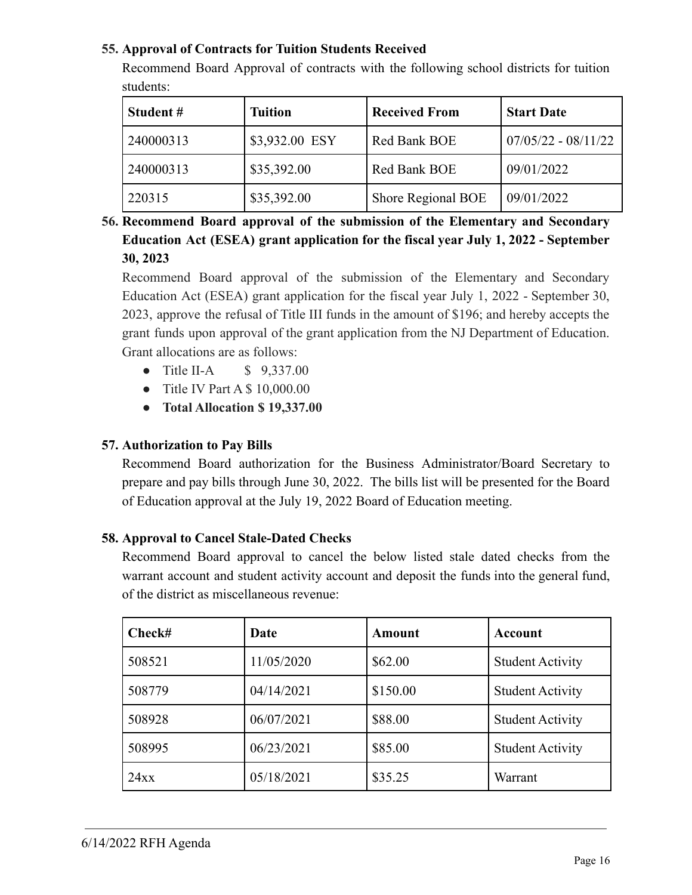**55. Approval of Contracts for Tuition Students Received**

Recommend Board Approval of contracts with the following school districts for tuition students:

| Student # | Tuition | Received From | Start Date |
|---|---|---|---|
| 240000313 | $3,932.00 ESY | Red Bank BOE | 07/05/22 - 08/11/22 |
| 240000313 | $35,392.00 | Red Bank BOE | 09/01/2022 |
| 220315 | $35,392.00 | Shore Regional BOE | 09/01/2022 |

**56. Recommend Board approval of the submission of the Elementary and Secondary Education Act (ESEA) grant application for the fiscal year July 1, 2022 - September 30, 2023**

Recommend Board approval of the submission of the Elementary and Secondary Education Act (ESEA) grant application for the fiscal year July 1, 2022 - September 30, 2023, approve the refusal of Title III funds in the amount of $196; and hereby accepts the grant funds upon approval of the grant application from the NJ Department of Education. Grant allocations are as follows:

- Title II-A $ 9,337.00
- Title IV Part A $ 10,000.00
- **Total Allocation $ 19,337.00**

**57. Authorization to Pay Bills**

Recommend Board authorization for the Business Administrator/Board Secretary to prepare and pay bills through June 30, 2022. The bills list will be presented for the Board of Education approval at the July 19, 2022 Board of Education meeting.

**58. Approval to Cancel Stale-Dated Checks**

Recommend Board approval to cancel the below listed stale dated checks from the warrant account and student activity account and deposit the funds into the general fund, of the district as miscellaneous revenue:

| Check# | Date | Amount | Account |
|---|---|---|---|
| 508521 | 11/05/2020 | $62.00 | Student Activity |
| 508779 | 04/14/2021 | $150.00 | Student Activity |
| 508928 | 06/07/2021 | $88.00 | Student Activity |
| 508995 | 06/23/2021 | $85.00 | Student Activity |
| 24xx | 05/18/2021 | $35.25 | Warrant |

6/14/2022 RFH Agenda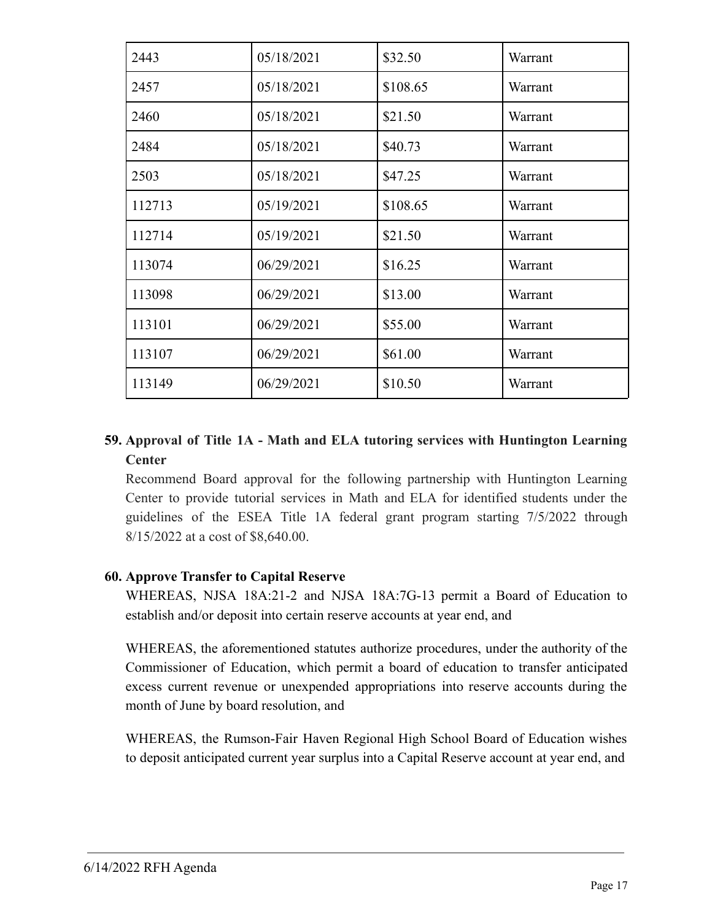| | | | |
|---|---|---|---|
| 2443 | 05/18/2021 | $32.50 | Warrant |
| 2457 | 05/18/2021 | $108.65 | Warrant |
| 2460 | 05/18/2021 | $21.50 | Warrant |
| 2484 | 05/18/2021 | $40.73 | Warrant |
| 2503 | 05/18/2021 | $47.25 | Warrant |
| 112713 | 05/19/2021 | $108.65 | Warrant |
| 112714 | 05/19/2021 | $21.50 | Warrant |
| 113074 | 06/29/2021 | $16.25 | Warrant |
| 113098 | 06/29/2021 | $13.00 | Warrant |
| 113101 | 06/29/2021 | $55.00 | Warrant |
| 113107 | 06/29/2021 | $61.00 | Warrant |
| 113149 | 06/29/2021 | $10.50 | Warrant |

**59. Approval of Title 1A - Math and ELA tutoring services with Huntington Learning Center**

Recommend Board approval for the following partnership with Huntington Learning Center to provide tutorial services in Math and ELA for identified students under the guidelines of the ESEA Title 1A federal grant program starting 7/5/2022 through 8/15/2022 at a cost of $8,640.00.

**60. Approve Transfer to Capital Reserve**

WHEREAS, NJSA 18A:21-2 and NJSA 18A:7G-13 permit a Board of Education to establish and/or deposit into certain reserve accounts at year end, and

WHEREAS, the aforementioned statutes authorize procedures, under the authority of the Commissioner of Education, which permit a board of education to transfer anticipated excess current revenue or unexpended appropriations into reserve accounts during the month of June by board resolution, and

WHEREAS, the Rumson-Fair Haven Regional High School Board of Education wishes to deposit anticipated current year surplus into a Capital Reserve account at year end, and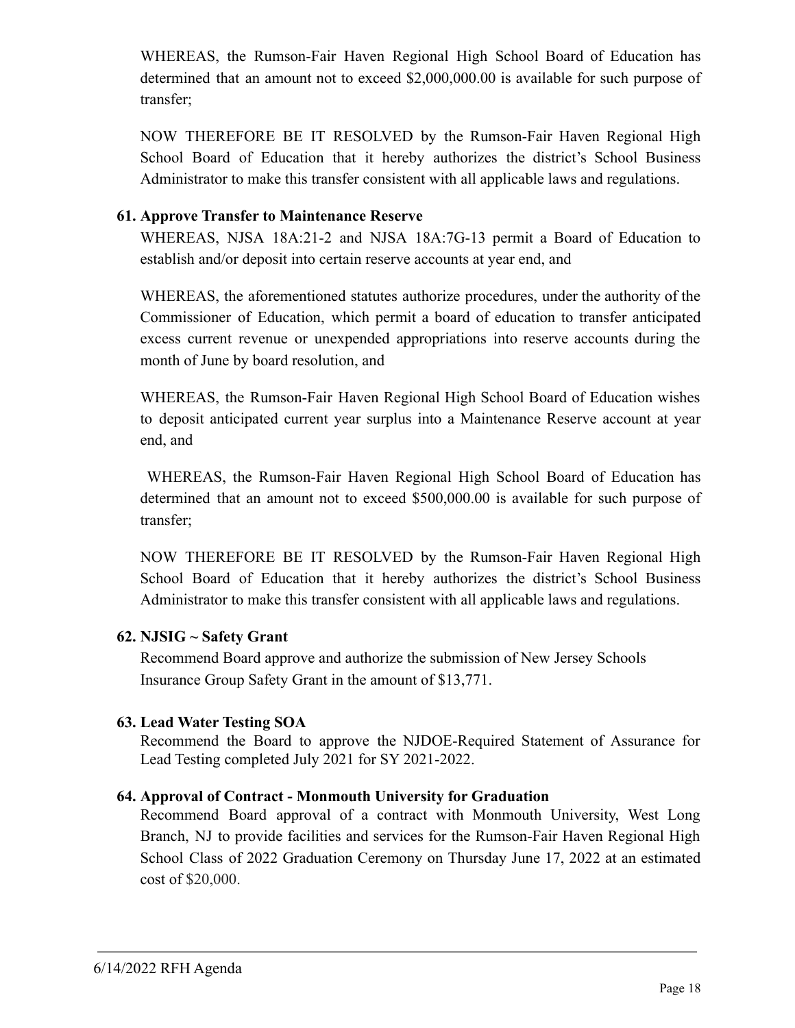WHEREAS, the Rumson-Fair Haven Regional High School Board of Education has determined that an amount not to exceed $2,000,000.00 is available for such purpose of transfer;

NOW THEREFORE BE IT RESOLVED by the Rumson-Fair Haven Regional High School Board of Education that it hereby authorizes the district's School Business Administrator to make this transfer consistent with all applicable laws and regulations.

**61. Approve Transfer to Maintenance Reserve**

WHEREAS, NJSA 18A:21-2 and NJSA 18A:7G-13 permit a Board of Education to establish and/or deposit into certain reserve accounts at year end, and

WHEREAS, the aforementioned statutes authorize procedures, under the authority of the Commissioner of Education, which permit a board of education to transfer anticipated excess current revenue or unexpended appropriations into reserve accounts during the month of June by board resolution, and

WHEREAS, the Rumson-Fair Haven Regional High School Board of Education wishes to deposit anticipated current year surplus into a Maintenance Reserve account at year end, and

WHEREAS, the Rumson-Fair Haven Regional High School Board of Education has determined that an amount not to exceed $500,000.00 is available for such purpose of transfer;

NOW THEREFORE BE IT RESOLVED by the Rumson-Fair Haven Regional High School Board of Education that it hereby authorizes the district's School Business Administrator to make this transfer consistent with all applicable laws and regulations.

**62. NJSIG ~ Safety Grant**

Recommend Board approve and authorize the submission of New Jersey Schools Insurance Group Safety Grant in the amount of $13,771.

**63. Lead Water Testing SOA**

Recommend the Board to approve the NJDOE-Required Statement of Assurance for Lead Testing completed July 2021 for SY 2021-2022.

**64. Approval of Contract - Monmouth University for Graduation**

Recommend Board approval of a contract with Monmouth University, West Long Branch, NJ to provide facilities and services for the Rumson-Fair Haven Regional High School Class of 2022 Graduation Ceremony on Thursday June 17, 2022 at an estimated cost of $20,000.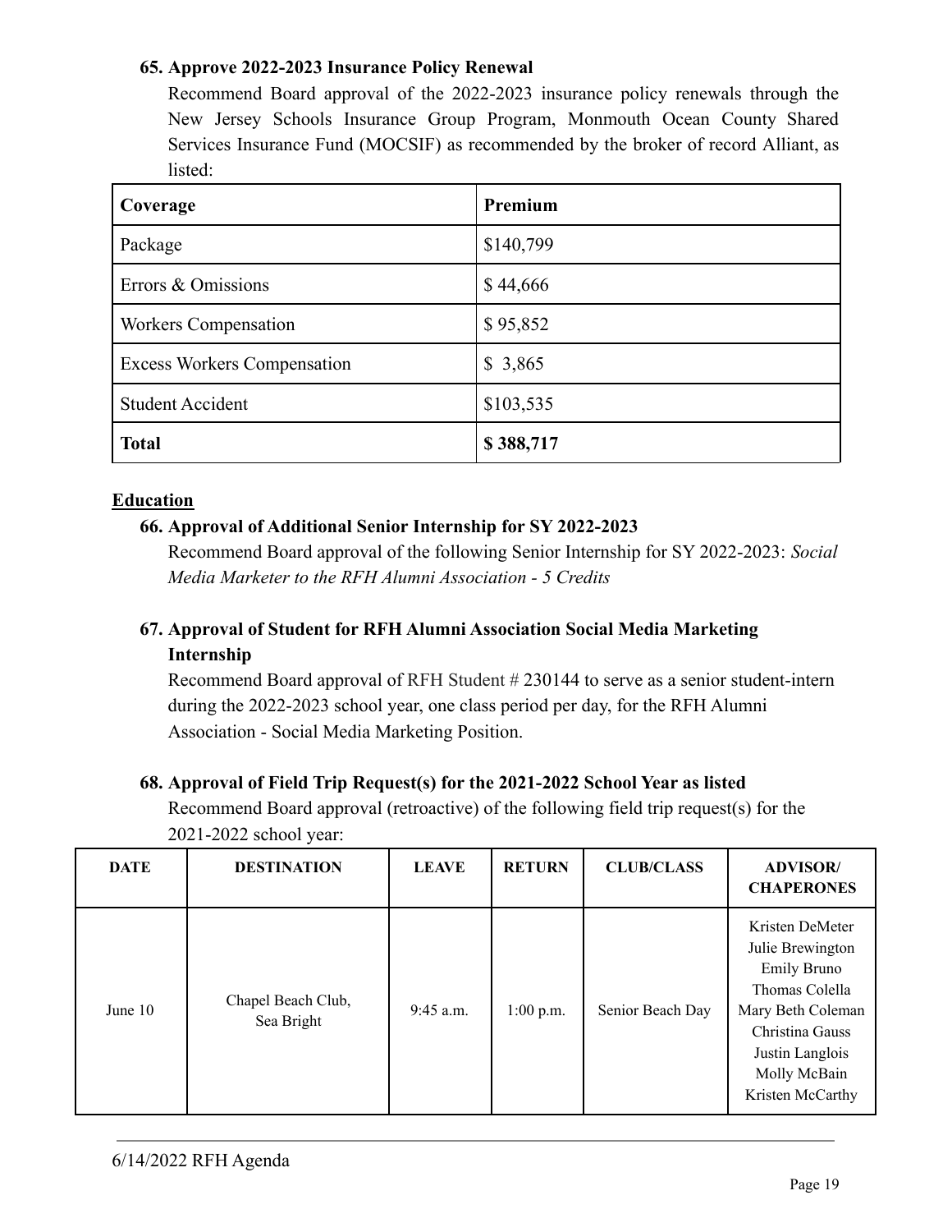**65. Approve 2022-2023 Insurance Policy Renewal**

Recommend Board approval of the 2022-2023 insurance policy renewals through the New Jersey Schools Insurance Group Program, Monmouth Ocean County Shared Services Insurance Fund (MOCSIF) as recommended by the broker of record Alliant, as listed:

| Coverage | Premium |
|---|---|
| Package | $140,799 |
| Errors & Omissions | $ 44,666 |
| Workers Compensation | $ 95,852 |
| Excess Workers Compensation | $ 3,865 |
| Student Accident | $103,535 |
| **Total** | **$ 388,717** |

**Education**

**66. Approval of Additional Senior Internship for SY 2022-2023**

Recommend Board approval of the following Senior Internship for SY 2022-2023: *Social Media Marketer to the RFH Alumni Association - 5 Credits*

**67. Approval of Student for RFH Alumni Association Social Media Marketing Internship**

Recommend Board approval of RFH Student # 230144 to serve as a senior student-intern during the 2022-2023 school year, one class period per day, for the RFH Alumni Association - Social Media Marketing Position.

**68. Approval of Field Trip Request(s) for the 2021-2022 School Year as listed**

Recommend Board approval (retroactive) of the following field trip request(s) for the 2021-2022 school year:

| DATE | DESTINATION | LEAVE | RETURN | CLUB/CLASS | ADVISOR/ CHAPERONES |
|---|---|---|---|---|---|
| June 10 | Chapel Beach Club, Sea Bright | 9:45 a.m. | 1:00 p.m. | Senior Beach Day | Kristen DeMeter<br>Julie Brewington<br>Emily Bruno<br>Thomas Colella<br>Mary Beth Coleman<br>Christina Gauss<br>Justin Langlois<br>Molly McBain<br>Kristen McCarthy |

6/14/2022 RFH Agenda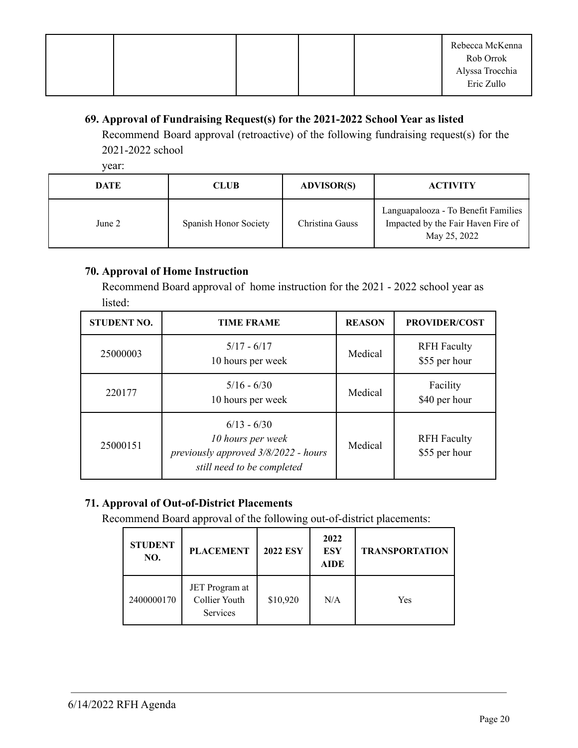| | | | | | Rebecca McKenna<br>Rob Orrok<br>Alyssa Trocchia<br>Eric Zullo |
|---|---|---|---|---|---|

**69. Approval of Fundraising Request(s) for the 2021-2022 School Year as listed**

Recommend Board approval (retroactive) of the following fundraising request(s) for the 2021-2022 school year:

| DATE | CLUB | ADVISOR(S) | ACTIVITY |
|---|---|---|---|
| June 2 | Spanish Honor Society | Christina Gauss | Languapalooza - To Benefit Families Impacted by the Fair Haven Fire of May 25, 2022 |

**70. Approval of Home Instruction**

Recommend Board approval of home instruction for the 2021 - 2022 school year as listed:

| STUDENT NO. | TIME FRAME | REASON | PROVIDER/COST |
|---|---|---|---|
| 25000003 | 5/17 - 6/17<br>10 hours per week | Medical | RFH Faculty<br>$55 per hour |
| 220177 | 5/16 - 6/30<br>10 hours per week | Medical | Facility<br>$40 per hour |
| 25000151 | 6/13 - 6/30<br>*10 hours per week*<br>*previously approved 3/8/2022 - hours still need to be completed* | Medical | RFH Faculty<br>$55 per hour |

**71. Approval of Out-of-District Placements**

Recommend Board approval of the following out-of-district placements:

| STUDENT NO. | PLACEMENT | 2022 ESY | 2022 ESY AIDE | TRANSPORTATION |
|---|---|---|---|---|
| 2400000170 | JET Program at Collier Youth Services | $10,920 | N/A | Yes |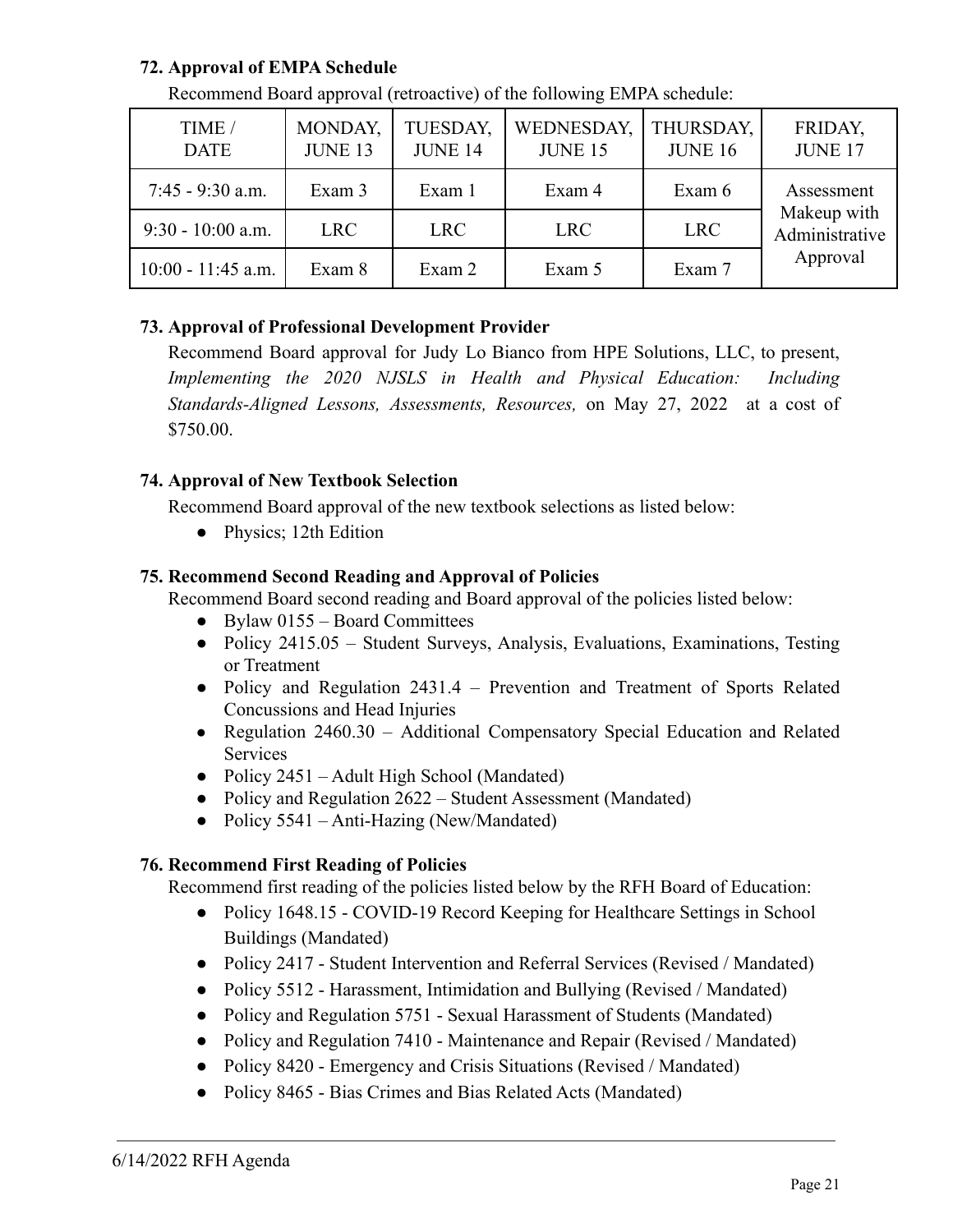**72. Approval of EMPA Schedule**

Recommend Board approval (retroactive) of the following EMPA schedule:

| TIME / DATE | MONDAY, JUNE 13 | TUESDAY, JUNE 14 | WEDNESDAY, JUNE 15 | THURSDAY, JUNE 16 | FRIDAY, JUNE 17 |
|---|---|---|---|---|---|
| 7:45 - 9:30 a.m. | Exam 3 | Exam 1 | Exam 4 | Exam 6 | Assessment Makeup with Administrative Approval |
| 9:30 - 10:00 a.m. | LRC | LRC | LRC | LRC | |
| 10:00 - 11:45 a.m. | Exam 8 | Exam 2 | Exam 5 | Exam 7 | |

**73. Approval of Professional Development Provider**

Recommend Board approval for Judy Lo Bianco from HPE Solutions, LLC, to present, *Implementing the 2020 NJSLS in Health and Physical Education: Including Standards-Aligned Lessons, Assessments, Resources,* on May 27, 2022 at a cost of $750.00.

**74. Approval of New Textbook Selection**

Recommend Board approval of the new textbook selections as listed below:

- Physics; 12th Edition

**75. Recommend Second Reading and Approval of Policies**

Recommend Board second reading and Board approval of the policies listed below:

- Bylaw 0155 – Board Committees
- Policy 2415.05 – Student Surveys, Analysis, Evaluations, Examinations, Testing or Treatment
- Policy and Regulation 2431.4 – Prevention and Treatment of Sports Related Concussions and Head Injuries
- Regulation 2460.30 – Additional Compensatory Special Education and Related Services
- Policy 2451 – Adult High School (Mandated)
- Policy and Regulation 2622 – Student Assessment (Mandated)
- Policy 5541 – Anti-Hazing (New/Mandated)

**76. Recommend First Reading of Policies**

Recommend first reading of the policies listed below by the RFH Board of Education:

- Policy 1648.15 - COVID-19 Record Keeping for Healthcare Settings in School Buildings (Mandated)
- Policy 2417 - Student Intervention and Referral Services (Revised / Mandated)
- Policy 5512 - Harassment, Intimidation and Bullying (Revised / Mandated)
- Policy and Regulation 5751 - Sexual Harassment of Students (Mandated)
- Policy and Regulation 7410 - Maintenance and Repair (Revised / Mandated)
- Policy 8420 - Emergency and Crisis Situations (Revised / Mandated)
- Policy 8465 - Bias Crimes and Bias Related Acts (Mandated)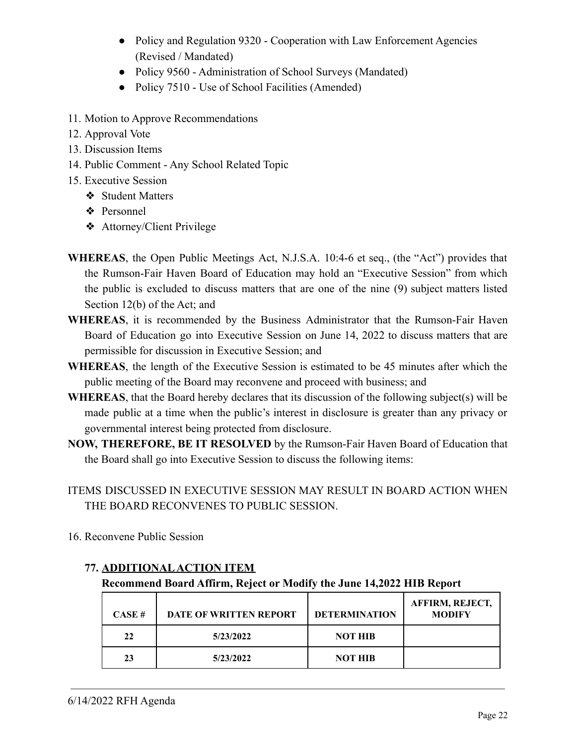- Policy and Regulation 9320 - Cooperation with Law Enforcement Agencies (Revised / Mandated)
- Policy 9560 - Administration of School Surveys (Mandated)
- Policy 7510 - Use of School Facilities (Amended)

11. Motion to Approve Recommendations
12. Approval Vote
13. Discussion Items
14. Public Comment - Any School Related Topic
15. Executive Session
    - ❖ Student Matters
    - ❖ Personnel
    - ❖ Attorney/Client Privilege

**WHEREAS**, the Open Public Meetings Act, N.J.S.A. 10:4-6 et seq., (the "Act") provides that the Rumson-Fair Haven Board of Education may hold an "Executive Session" from which the public is excluded to discuss matters that are one of the nine (9) subject matters listed Section 12(b) of the Act; and

**WHEREAS**, it is recommended by the Business Administrator that the Rumson-Fair Haven Board of Education go into Executive Session on June 14, 2022 to discuss matters that are permissible for discussion in Executive Session; and

**WHEREAS**, the length of the Executive Session is estimated to be 45 minutes after which the public meeting of the Board may reconvene and proceed with business; and

**WHEREAS**, that the Board hereby declares that its discussion of the following subject(s) will be made public at a time when the public's interest in disclosure is greater than any privacy or governmental interest being protected from disclosure.

**NOW, THEREFORE, BE IT RESOLVED** by the Rumson-Fair Haven Board of Education that the Board shall go into Executive Session to discuss the following items:

ITEMS DISCUSSED IN EXECUTIVE SESSION MAY RESULT IN BOARD ACTION WHEN THE BOARD RECONVENES TO PUBLIC SESSION.

16. Reconvene Public Session

**77. ADDITIONAL ACTION ITEM**

**Recommend Board Affirm, Reject or Modify the June 14,2022 HIB Report**

| CASE # | DATE OF WRITTEN REPORT | DETERMINATION | AFFIRM, REJECT, MODIFY |
|---|---|---|---|
| 22 | 5/23/2022 | NOT HIB | |
| 23 | 5/23/2022 | NOT HIB | |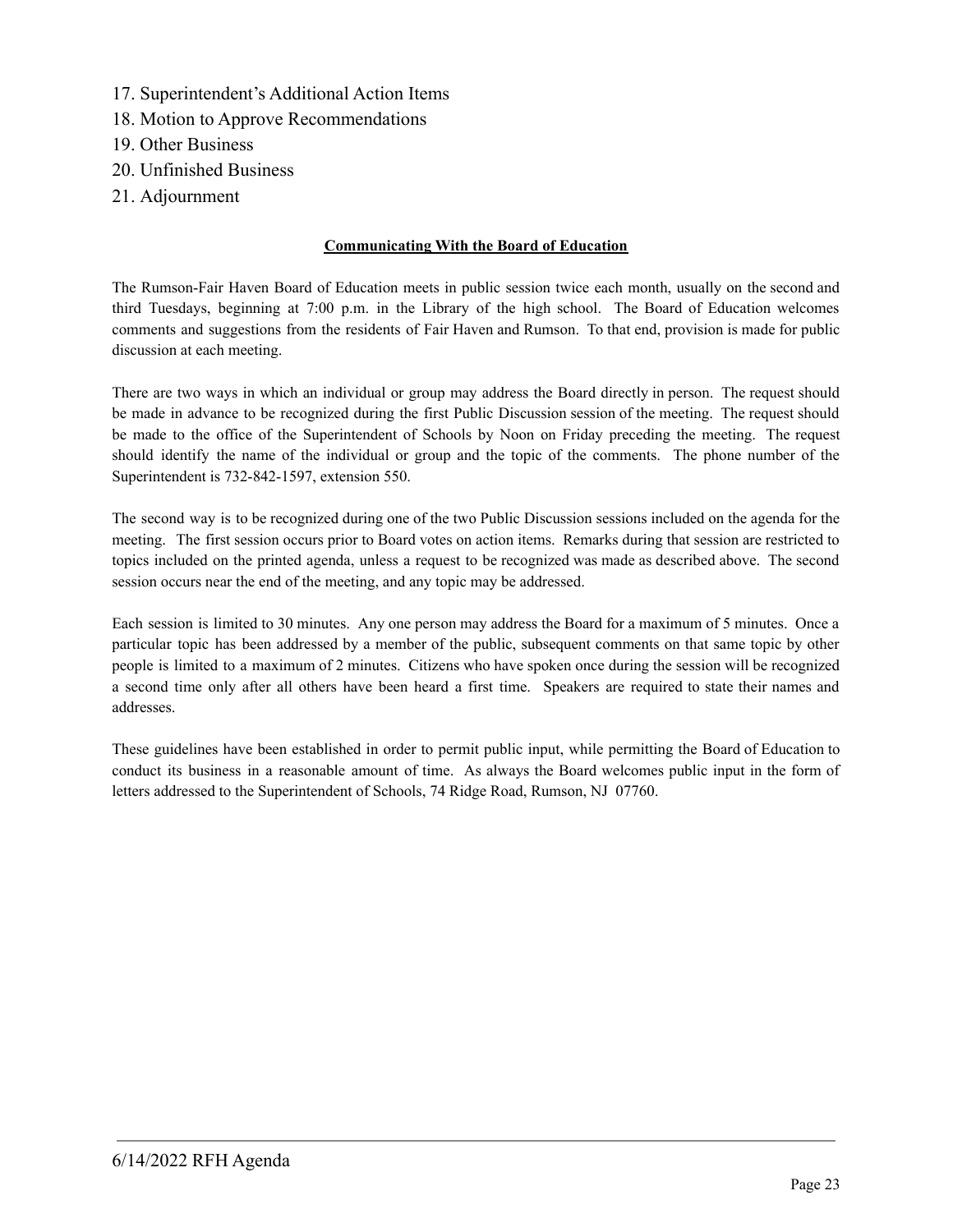17. Superintendent's Additional Action Items
18. Motion to Approve Recommendations
19. Other Business
20. Unfinished Business
21. Adjournment

**Communicating With the Board of Education**

The Rumson-Fair Haven Board of Education meets in public session twice each month, usually on the second and third Tuesdays, beginning at 7:00 p.m. in the Library of the high school. The Board of Education welcomes comments and suggestions from the residents of Fair Haven and Rumson. To that end, provision is made for public discussion at each meeting.

There are two ways in which an individual or group may address the Board directly in person. The request should be made in advance to be recognized during the first Public Discussion session of the meeting. The request should be made to the office of the Superintendent of Schools by Noon on Friday preceding the meeting. The request should identify the name of the individual or group and the topic of the comments. The phone number of the Superintendent is 732-842-1597, extension 550.

The second way is to be recognized during one of the two Public Discussion sessions included on the agenda for the meeting. The first session occurs prior to Board votes on action items. Remarks during that session are restricted to topics included on the printed agenda, unless a request to be recognized was made as described above. The second session occurs near the end of the meeting, and any topic may be addressed.

Each session is limited to 30 minutes. Any one person may address the Board for a maximum of 5 minutes. Once a particular topic has been addressed by a member of the public, subsequent comments on that same topic by other people is limited to a maximum of 2 minutes. Citizens who have spoken once during the session will be recognized a second time only after all others have been heard a first time. Speakers are required to state their names and addresses.

These guidelines have been established in order to permit public input, while permitting the Board of Education to conduct its business in a reasonable amount of time. As always the Board welcomes public input in the form of letters addressed to the Superintendent of Schools, 74 Ridge Road, Rumson, NJ 07760.